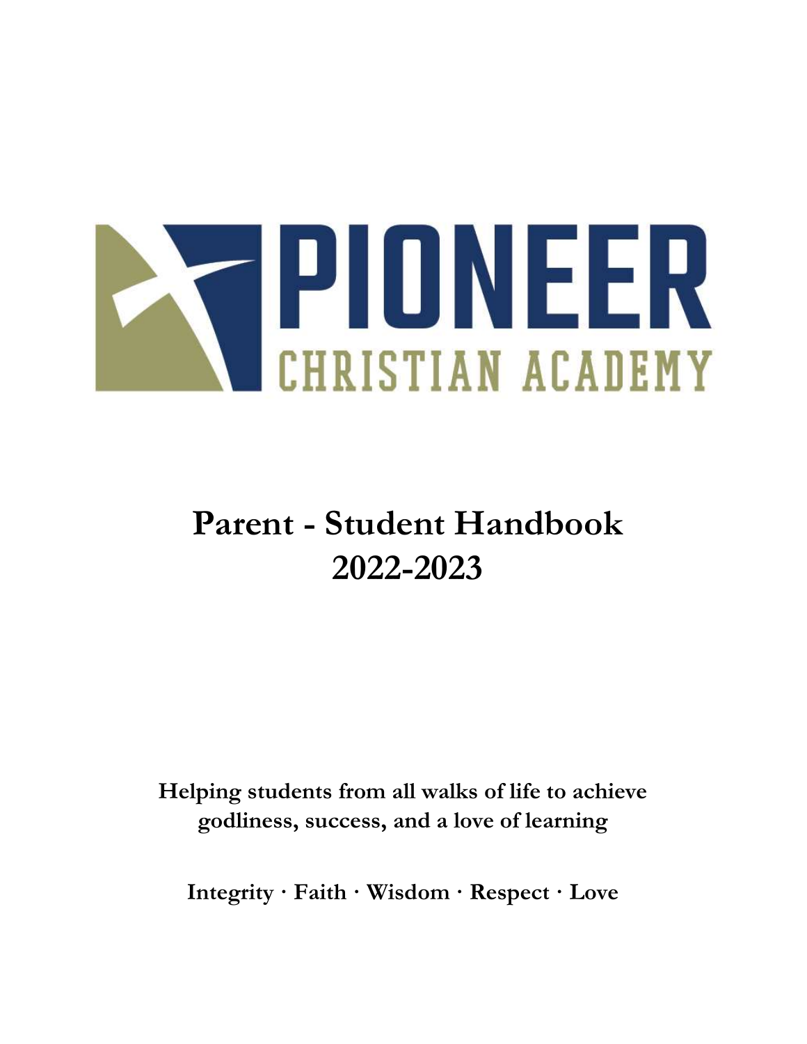# PIONEER
## CHRISTIAN ACADEMY

# Parent - Student Handbook 2022-2023

**Helping students from all walks of life to achieve godliness, success, and a love of learning**

**Integrity · Faith · Wisdom · Respect · Love**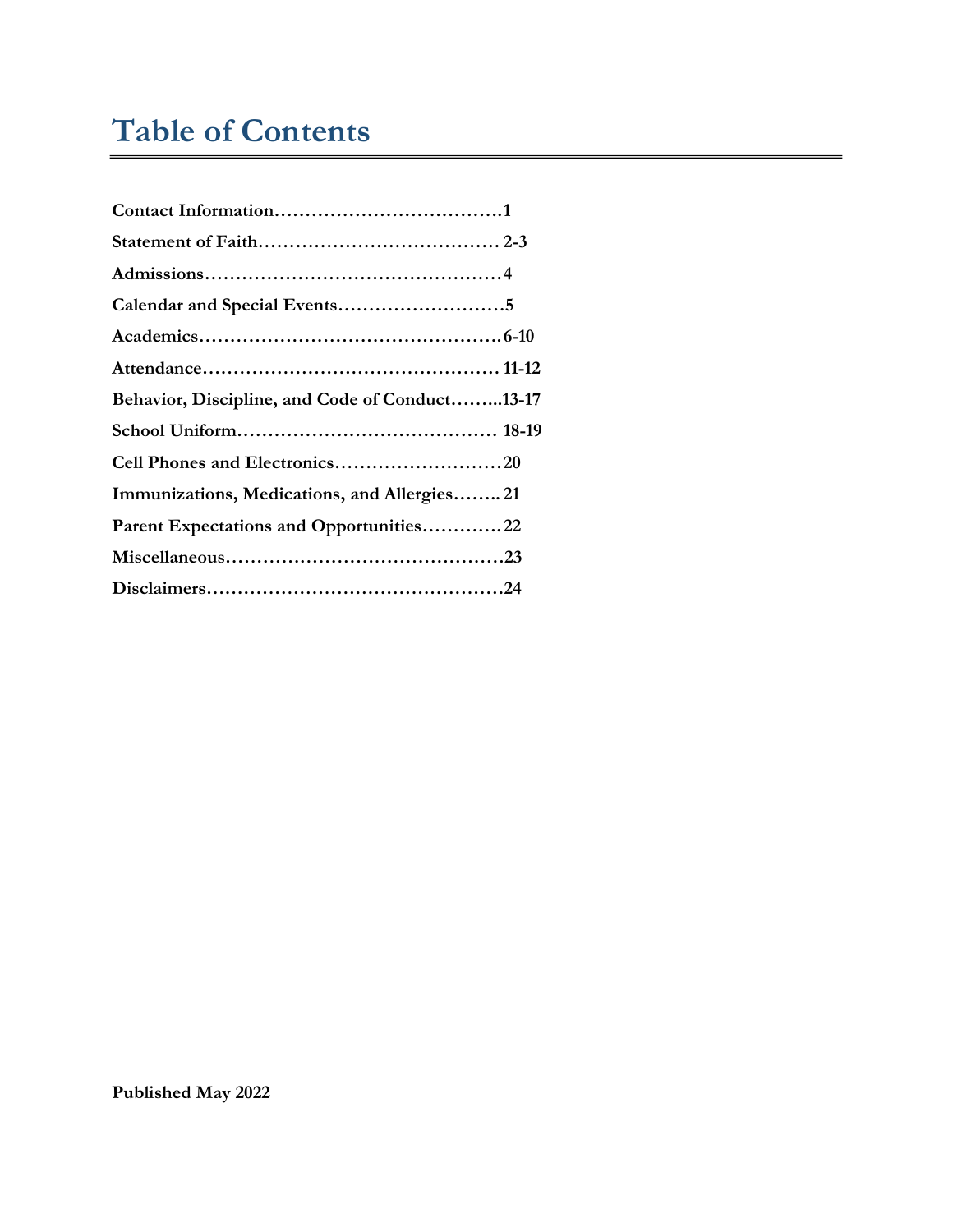# Table of Contents

**Contact Information……………………………….1**

**Statement of Faith………………………………… 2-3**

**Admissions…………………………………………4**

**Calendar and Special Events………………………5**

**Academics…………………………………………6-10**

**Attendance………………………………………… 11-12**

**Behavior, Discipline, and Code of Conduct……..13-17**

**School Uniform…………………………………… 18-19**

**Cell Phones and Electronics………………………20**

**Immunizations, Medications, and Allergies…….. 21**

**Parent Expectations and Opportunities…………22**

**Miscellaneous………………………………………23**

**Disclaimers…………………………………………24**

**Published May 2022**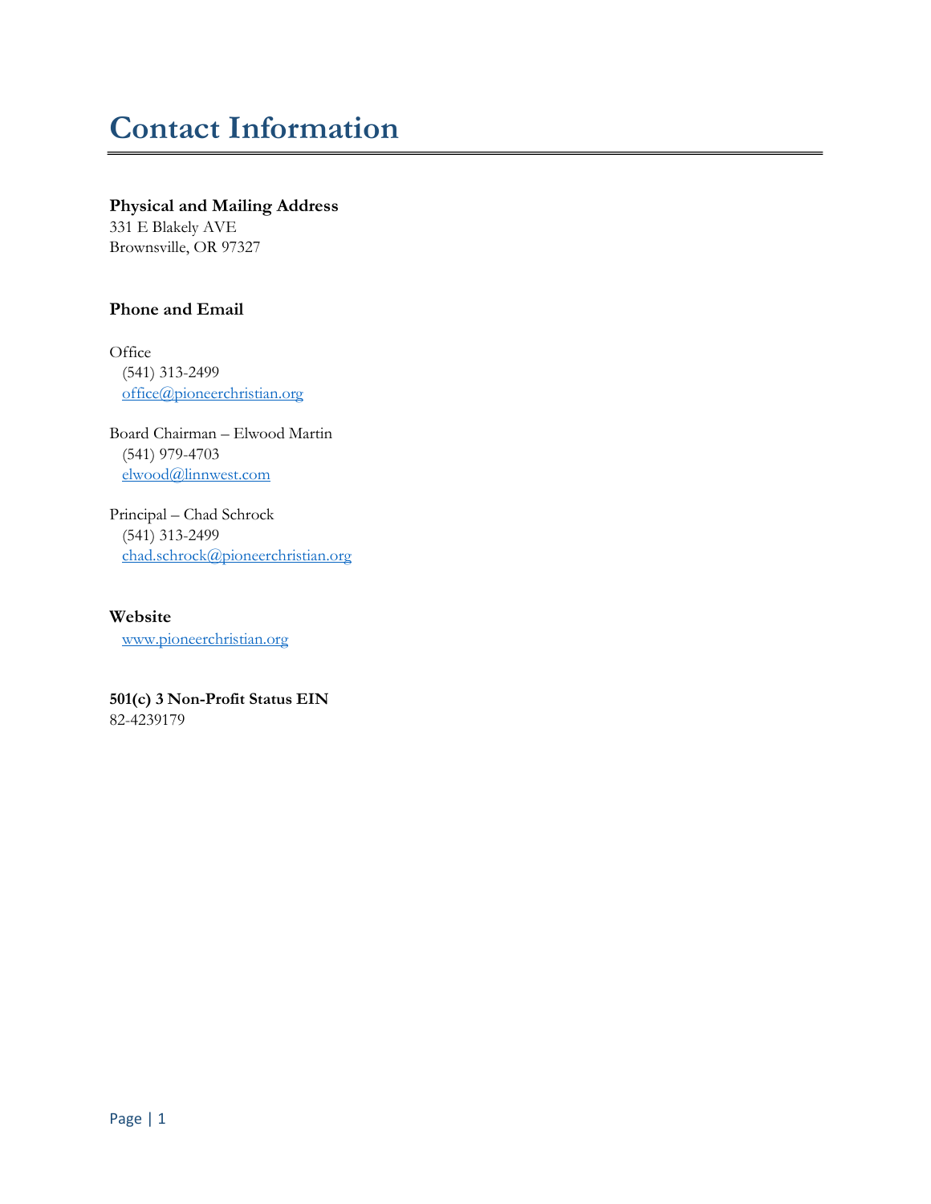# Contact Information

**Physical and Mailing Address**
331 E Blakely AVE
Brownsville, OR 97327

**Phone and Email**

Office
(541) 313-2499
office@pioneerchristian.org

Board Chairman – Elwood Martin
(541) 979-4703
elwood@linnwest.com

Principal – Chad Schrock
(541) 313-2499
chad.schrock@pioneerchristian.org

**Website**
www.pioneerchristian.org

**501(c) 3 Non-Profit Status EIN**
82-4239179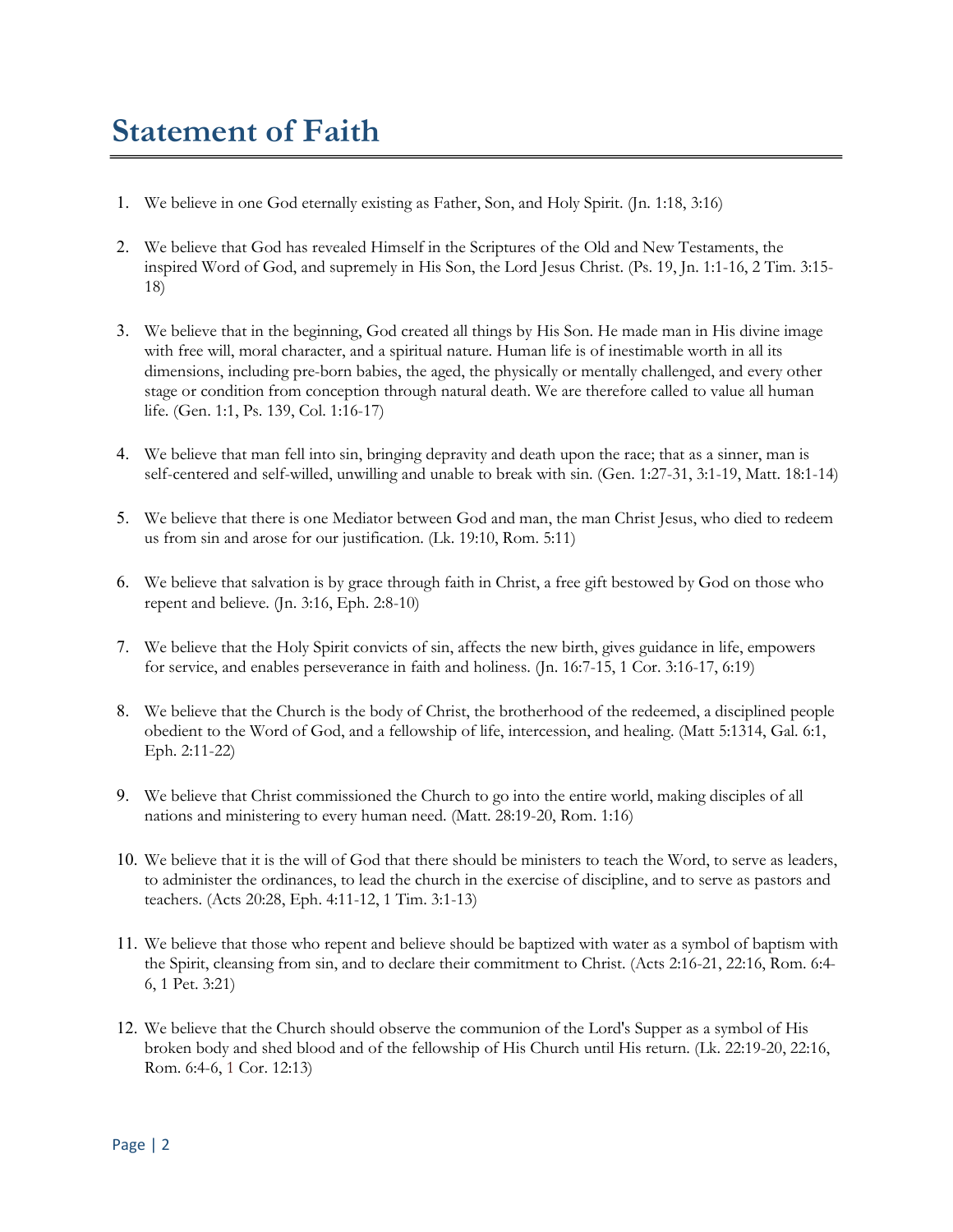# Statement of Faith

1. We believe in one God eternally existing as Father, Son, and Holy Spirit. (Jn. 1:18, 3:16)

2. We believe that God has revealed Himself in the Scriptures of the Old and New Testaments, the inspired Word of God, and supremely in His Son, the Lord Jesus Christ. (Ps. 19, Jn. 1:1-16, 2 Tim. 3:15-18)

3. We believe that in the beginning, God created all things by His Son. He made man in His divine image with free will, moral character, and a spiritual nature. Human life is of inestimable worth in all its dimensions, including pre-born babies, the aged, the physically or mentally challenged, and every other stage or condition from conception through natural death. We are therefore called to value all human life. (Gen. 1:1, Ps. 139, Col. 1:16-17)

4. We believe that man fell into sin, bringing depravity and death upon the race; that as a sinner, man is self-centered and self-willed, unwilling and unable to break with sin. (Gen. 1:27-31, 3:1-19, Matt. 18:1-14)

5. We believe that there is one Mediator between God and man, the man Christ Jesus, who died to redeem us from sin and arose for our justification. (Lk. 19:10, Rom. 5:11)

6. We believe that salvation is by grace through faith in Christ, a free gift bestowed by God on those who repent and believe. (Jn. 3:16, Eph. 2:8-10)

7. We believe that the Holy Spirit convicts of sin, affects the new birth, gives guidance in life, empowers for service, and enables perseverance in faith and holiness. (Jn. 16:7-15, 1 Cor. 3:16-17, 6:19)

8. We believe that the Church is the body of Christ, the brotherhood of the redeemed, a disciplined people obedient to the Word of God, and a fellowship of life, intercession, and healing. (Matt 5:1314, Gal. 6:1, Eph. 2:11-22)

9. We believe that Christ commissioned the Church to go into the entire world, making disciples of all nations and ministering to every human need. (Matt. 28:19-20, Rom. 1:16)

10. We believe that it is the will of God that there should be ministers to teach the Word, to serve as leaders, to administer the ordinances, to lead the church in the exercise of discipline, and to serve as pastors and teachers. (Acts 20:28, Eph. 4:11-12, 1 Tim. 3:1-13)

11. We believe that those who repent and believe should be baptized with water as a symbol of baptism with the Spirit, cleansing from sin, and to declare their commitment to Christ. (Acts 2:16-21, 22:16, Rom. 6:4-6, 1 Pet. 3:21)

12. We believe that the Church should observe the communion of the Lord's Supper as a symbol of His broken body and shed blood and of the fellowship of His Church until His return. (Lk. 22:19-20, 22:16, Rom. 6:4-6, 1 Cor. 12:13)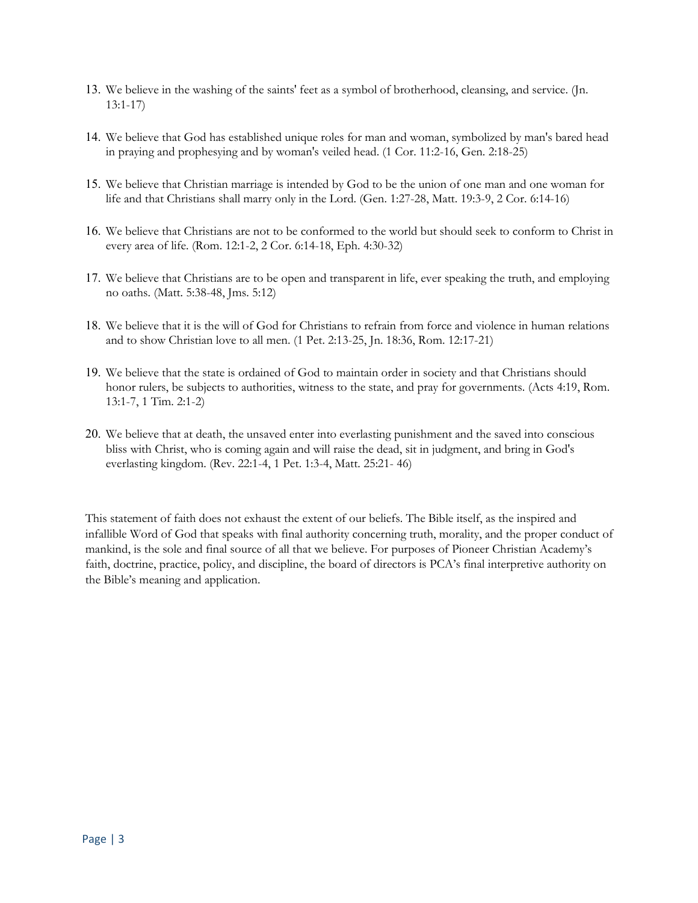13. We believe in the washing of the saints' feet as a symbol of brotherhood, cleansing, and service. (Jn. 13:1-17)

14. We believe that God has established unique roles for man and woman, symbolized by man's bared head in praying and prophesying and by woman's veiled head. (1 Cor. 11:2-16, Gen. 2:18-25)

15. We believe that Christian marriage is intended by God to be the union of one man and one woman for life and that Christians shall marry only in the Lord. (Gen. 1:27-28, Matt. 19:3-9, 2 Cor. 6:14-16)

16. We believe that Christians are not to be conformed to the world but should seek to conform to Christ in every area of life. (Rom. 12:1-2, 2 Cor. 6:14-18, Eph. 4:30-32)

17. We believe that Christians are to be open and transparent in life, ever speaking the truth, and employing no oaths. (Matt. 5:38-48, Jms. 5:12)

18. We believe that it is the will of God for Christians to refrain from force and violence in human relations and to show Christian love to all men. (1 Pet. 2:13-25, Jn. 18:36, Rom. 12:17-21)

19. We believe that the state is ordained of God to maintain order in society and that Christians should honor rulers, be subjects to authorities, witness to the state, and pray for governments. (Acts 4:19, Rom. 13:1-7, 1 Tim. 2:1-2)

20. We believe that at death, the unsaved enter into everlasting punishment and the saved into conscious bliss with Christ, who is coming again and will raise the dead, sit in judgment, and bring in God's everlasting kingdom. (Rev. 22:1-4, 1 Pet. 1:3-4, Matt. 25:21- 46)

This statement of faith does not exhaust the extent of our beliefs. The Bible itself, as the inspired and infallible Word of God that speaks with final authority concerning truth, morality, and the proper conduct of mankind, is the sole and final source of all that we believe. For purposes of Pioneer Christian Academy's faith, doctrine, practice, policy, and discipline, the board of directors is PCA's final interpretive authority on the Bible's meaning and application.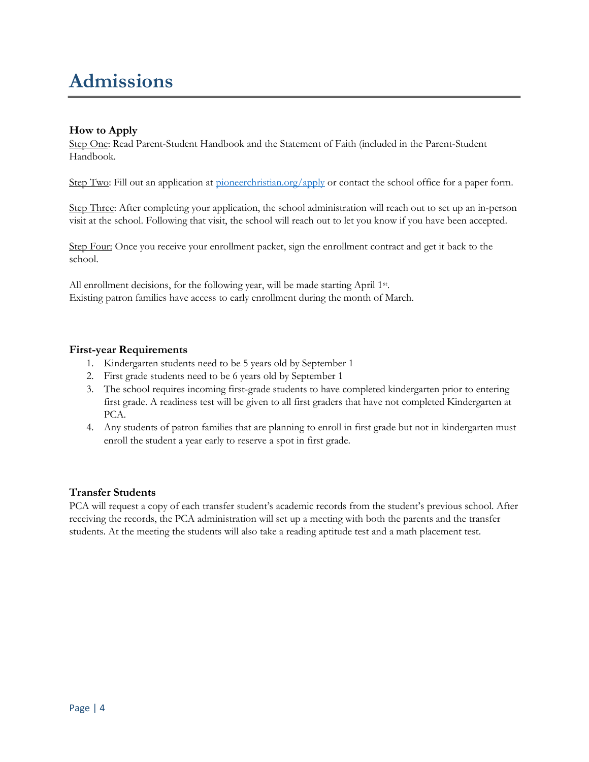# Admissions

### How to Apply

Step One: Read Parent-Student Handbook and the Statement of Faith (included in the Parent-Student Handbook.

Step Two: Fill out an application at [pioneerchristian.org/apply](pioneerchristian.org/apply) or contact the school office for a paper form.

Step Three: After completing your application, the school administration will reach out to set up an in-person visit at the school. Following that visit, the school will reach out to let you know if you have been accepted.

Step Four: Once you receive your enrollment packet, sign the enrollment contract and get it back to the school.

All enrollment decisions, for the following year, will be made starting April 1st.
Existing patron families have access to early enrollment during the month of March.

### First-year Requirements

1. Kindergarten students need to be 5 years old by September 1
2. First grade students need to be 6 years old by September 1
3. The school requires incoming first-grade students to have completed kindergarten prior to entering first grade. A readiness test will be given to all first graders that have not completed Kindergarten at PCA.
4. Any students of patron families that are planning to enroll in first grade but not in kindergarten must enroll the student a year early to reserve a spot in first grade.

### Transfer Students

PCA will request a copy of each transfer student's academic records from the student's previous school. After receiving the records, the PCA administration will set up a meeting with both the parents and the transfer students. At the meeting the students will also take a reading aptitude test and a math placement test.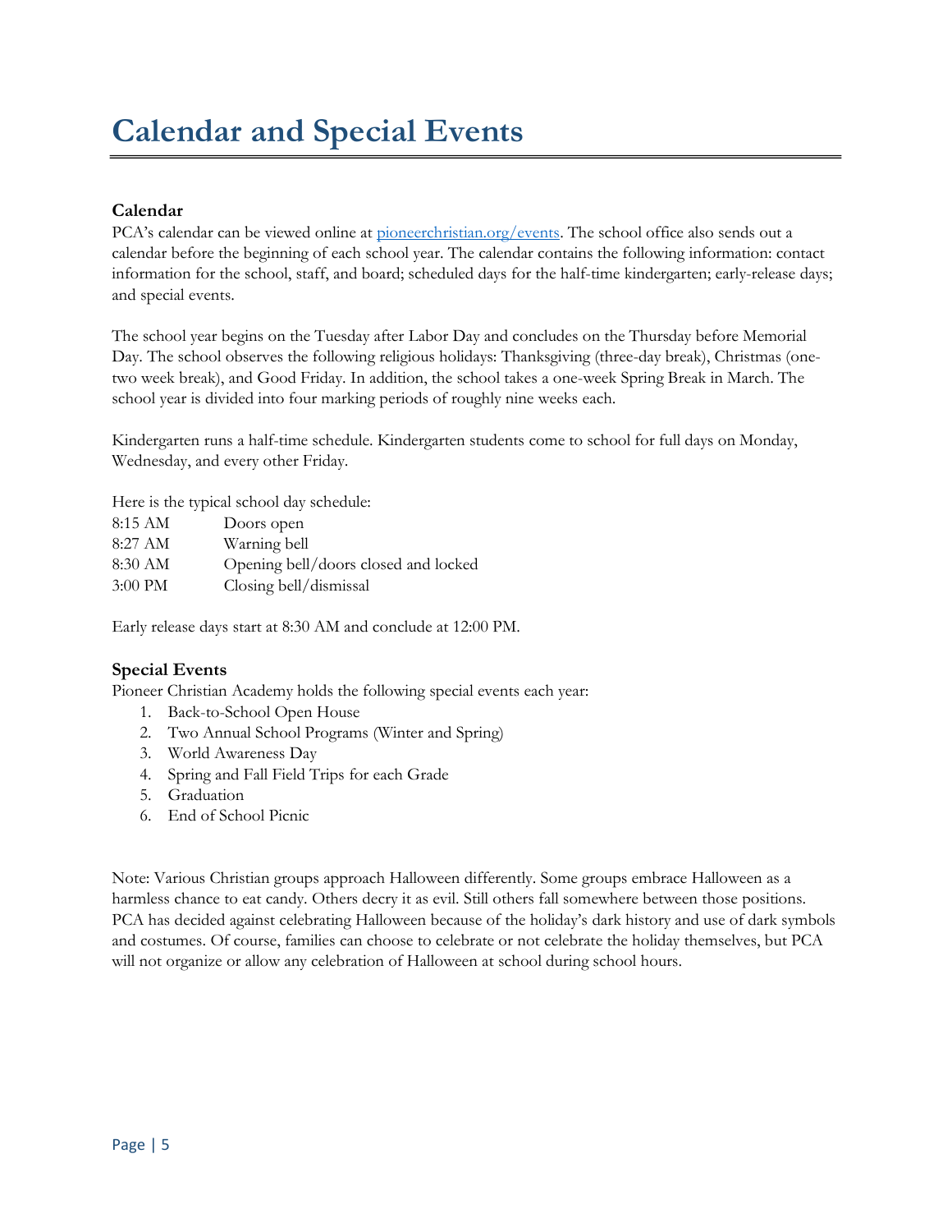# Calendar and Special Events

### Calendar

PCA's calendar can be viewed online at [pioneerchristian.org/events](pioneerchristian.org/events). The school office also sends out a calendar before the beginning of each school year. The calendar contains the following information: contact information for the school, staff, and board; scheduled days for the half-time kindergarten; early-release days; and special events.

The school year begins on the Tuesday after Labor Day and concludes on the Thursday before Memorial Day. The school observes the following religious holidays: Thanksgiving (three-day break), Christmas (one-two week break), and Good Friday. In addition, the school takes a one-week Spring Break in March. The school year is divided into four marking periods of roughly nine weeks each.

Kindergarten runs a half-time schedule. Kindergarten students come to school for full days on Monday, Wednesday, and every other Friday.

Here is the typical school day schedule:

| | |
|---|---|
| 8:15 AM | Doors open |
| 8:27 AM | Warning bell |
| 8:30 AM | Opening bell/doors closed and locked |
| 3:00 PM | Closing bell/dismissal |

Early release days start at 8:30 AM and conclude at 12:00 PM.

### Special Events

Pioneer Christian Academy holds the following special events each year:

1. Back-to-School Open House
2. Two Annual School Programs (Winter and Spring)
3. World Awareness Day
4. Spring and Fall Field Trips for each Grade
5. Graduation
6. End of School Picnic

Note: Various Christian groups approach Halloween differently. Some groups embrace Halloween as a harmless chance to eat candy. Others decry it as evil. Still others fall somewhere between those positions. PCA has decided against celebrating Halloween because of the holiday's dark history and use of dark symbols and costumes. Of course, families can choose to celebrate or not celebrate the holiday themselves, but PCA will not organize or allow any celebration of Halloween at school during school hours.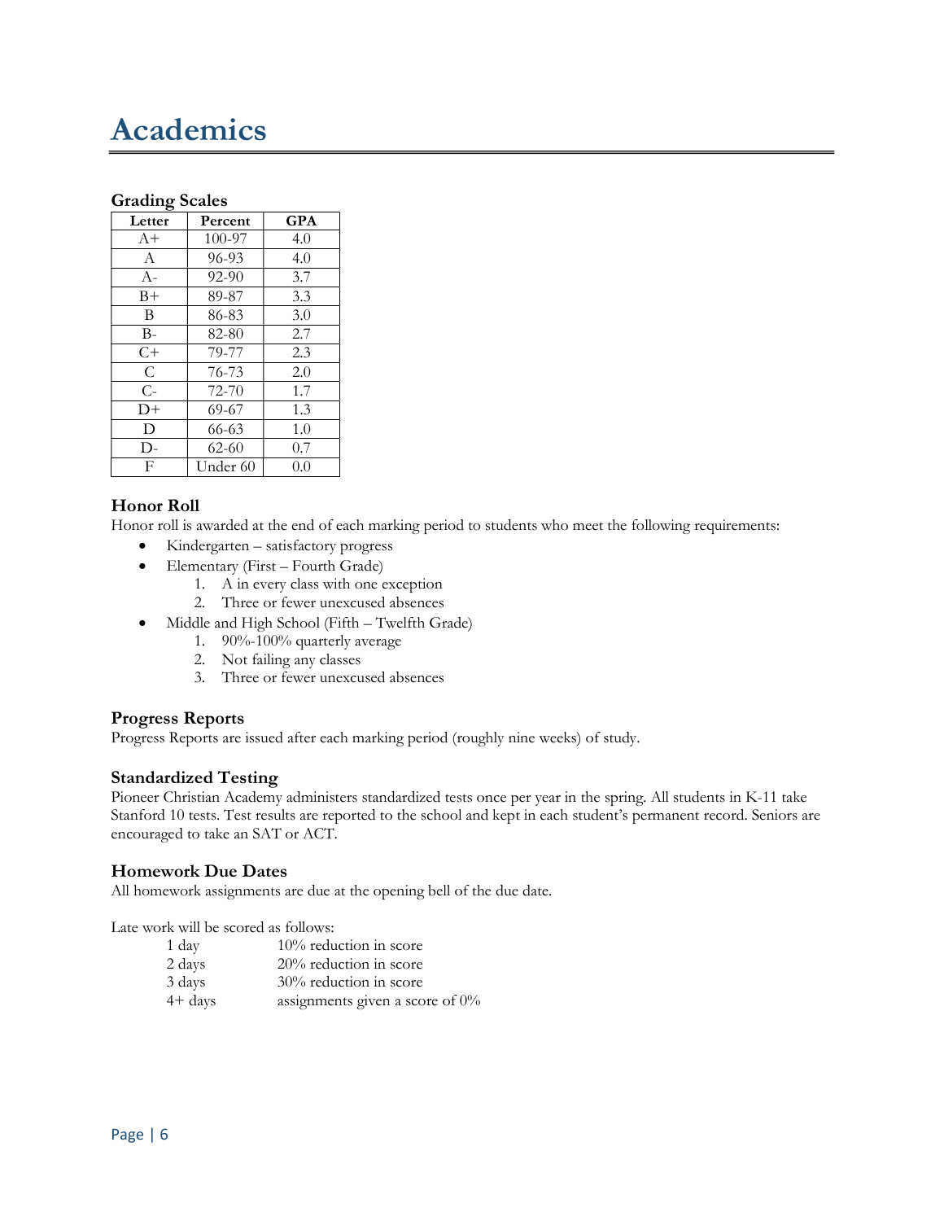# Academics

### Grading Scales

| Letter | Percent | GPA |
|---|---|---|
| A+ | 100-97 | 4.0 |
| A | 96-93 | 4.0 |
| A- | 92-90 | 3.7 |
| B+ | 89-87 | 3.3 |
| B | 86-83 | 3.0 |
| B- | 82-80 | 2.7 |
| C+ | 79-77 | 2.3 |
| C | 76-73 | 2.0 |
| C- | 72-70 | 1.7 |
| D+ | 69-67 | 1.3 |
| D | 66-63 | 1.0 |
| D- | 62-60 | 0.7 |
| F | Under 60 | 0.0 |

### Honor Roll

Honor roll is awarded at the end of each marking period to students who meet the following requirements:

- Kindergarten – satisfactory progress
- Elementary (First – Fourth Grade)
  1. A in every class with one exception
  2. Three or fewer unexcused absences
- Middle and High School (Fifth – Twelfth Grade)
  1. 90%-100% quarterly average
  2. Not failing any classes
  3. Three or fewer unexcused absences

### Progress Reports

Progress Reports are issued after each marking period (roughly nine weeks) of study.

### Standardized Testing

Pioneer Christian Academy administers standardized tests once per year in the spring. All students in K-11 take Stanford 10 tests. Test results are reported to the school and kept in each student's permanent record. Seniors are encouraged to take an SAT or ACT.

### Homework Due Dates

All homework assignments are due at the opening bell of the due date.

Late work will be scored as follows:

| | |
|---|---|
| 1 day | 10% reduction in score |
| 2 days | 20% reduction in score |
| 3 days | 30% reduction in score |
| 4+ days | assignments given a score of 0% |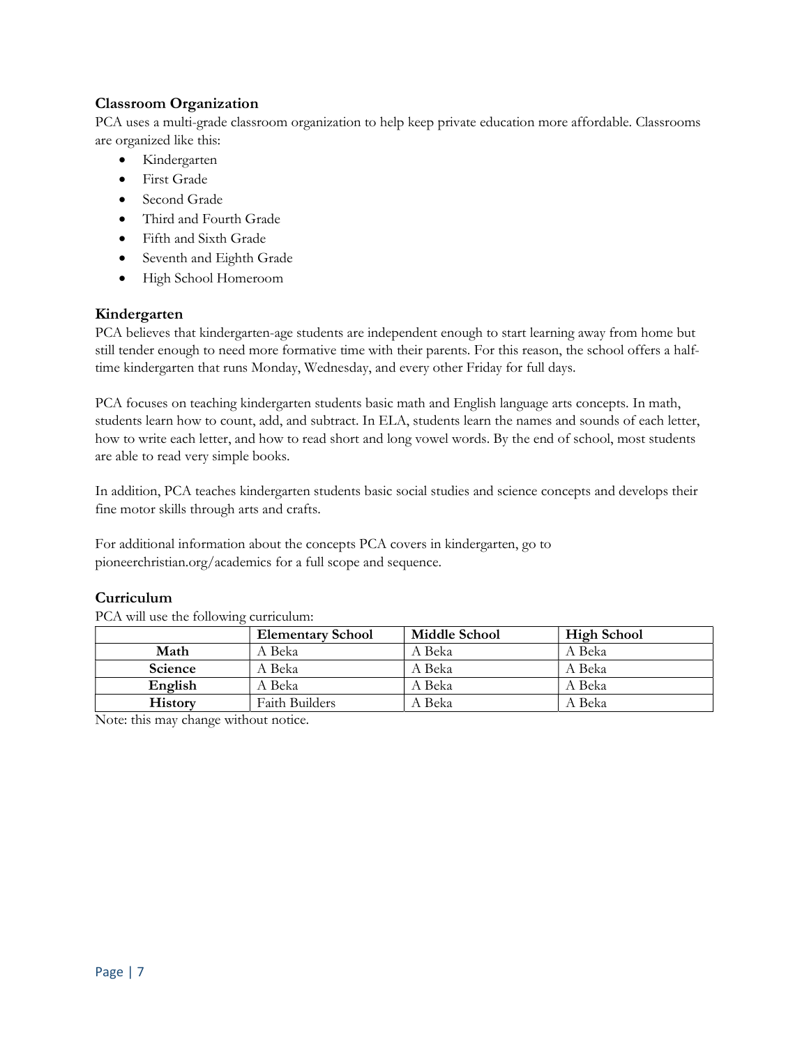### Classroom Organization

PCA uses a multi-grade classroom organization to help keep private education more affordable. Classrooms are organized like this:

- Kindergarten
- First Grade
- Second Grade
- Third and Fourth Grade
- Fifth and Sixth Grade
- Seventh and Eighth Grade
- High School Homeroom

### Kindergarten

PCA believes that kindergarten-age students are independent enough to start learning away from home but still tender enough to need more formative time with their parents. For this reason, the school offers a half-time kindergarten that runs Monday, Wednesday, and every other Friday for full days.

PCA focuses on teaching kindergarten students basic math and English language arts concepts. In math, students learn how to count, add, and subtract. In ELA, students learn the names and sounds of each letter, how to write each letter, and how to read short and long vowel words. By the end of school, most students are able to read very simple books.

In addition, PCA teaches kindergarten students basic social studies and science concepts and develops their fine motor skills through arts and crafts.

For additional information about the concepts PCA covers in kindergarten, go to pioneerchristian.org/academics for a full scope and sequence.

### Curriculum

PCA will use the following curriculum:

| | **Elementary School** | **Middle School** | **High School** |
|---|---|---|---|
| **Math** | A Beka | A Beka | A Beka |
| **Science** | A Beka | A Beka | A Beka |
| **English** | A Beka | A Beka | A Beka |
| **History** | Faith Builders | A Beka | A Beka |

Note: this may change without notice.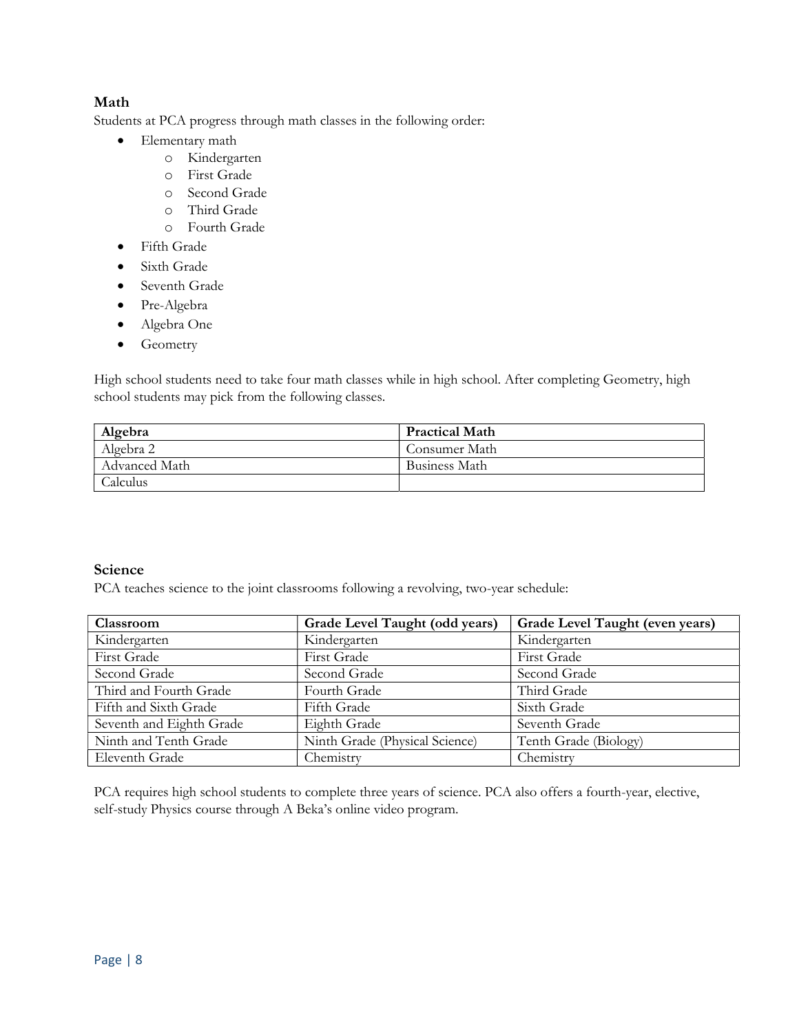### Math

Students at PCA progress through math classes in the following order:

- Elementary math
  - Kindergarten
  - First Grade
  - Second Grade
  - Third Grade
  - Fourth Grade
- Fifth Grade
- Sixth Grade
- Seventh Grade
- Pre-Algebra
- Algebra One
- Geometry

High school students need to take four math classes while in high school. After completing Geometry, high school students may pick from the following classes.

| Algebra | Practical Math |
|---|---|
| Algebra 2 | Consumer Math |
| Advanced Math | Business Math |
| Calculus | |

### Science

PCA teaches science to the joint classrooms following a revolving, two-year schedule:

| Classroom | Grade Level Taught (odd years) | Grade Level Taught (even years) |
|---|---|---|
| Kindergarten | Kindergarten | Kindergarten |
| First Grade | First Grade | First Grade |
| Second Grade | Second Grade | Second Grade |
| Third and Fourth Grade | Fourth Grade | Third Grade |
| Fifth and Sixth Grade | Fifth Grade | Sixth Grade |
| Seventh and Eighth Grade | Eighth Grade | Seventh Grade |
| Ninth and Tenth Grade | Ninth Grade (Physical Science) | Tenth Grade (Biology) |
| Eleventh Grade | Chemistry | Chemistry |

PCA requires high school students to complete three years of science. PCA also offers a fourth-year, elective, self-study Physics course through A Beka's online video program.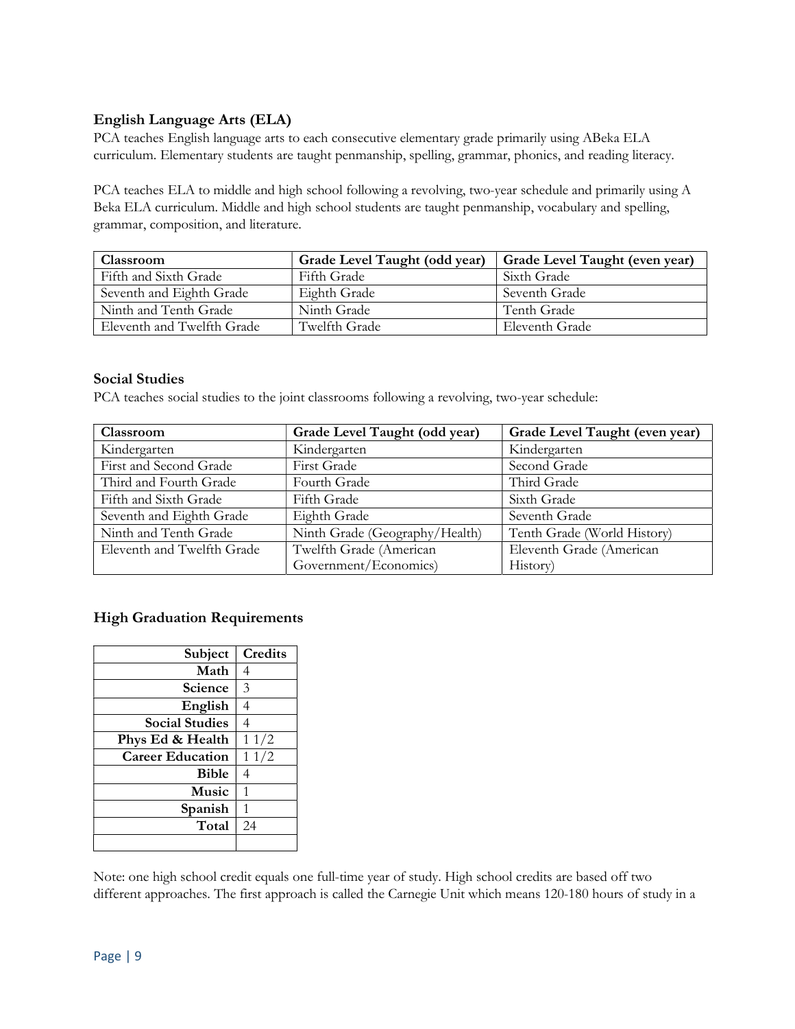### English Language Arts (ELA)

PCA teaches English language arts to each consecutive elementary grade primarily using ABeka ELA curriculum. Elementary students are taught penmanship, spelling, grammar, phonics, and reading literacy.

PCA teaches ELA to middle and high school following a revolving, two-year schedule and primarily using A Beka ELA curriculum. Middle and high school students are taught penmanship, vocabulary and spelling, grammar, composition, and literature.

| Classroom | Grade Level Taught (odd year) | Grade Level Taught (even year) |
|---|---|---|
| Fifth and Sixth Grade | Fifth Grade | Sixth Grade |
| Seventh and Eighth Grade | Eighth Grade | Seventh Grade |
| Ninth and Tenth Grade | Ninth Grade | Tenth Grade |
| Eleventh and Twelfth Grade | Twelfth Grade | Eleventh Grade |

### Social Studies

PCA teaches social studies to the joint classrooms following a revolving, two-year schedule:

| Classroom | Grade Level Taught (odd year) | Grade Level Taught (even year) |
|---|---|---|
| Kindergarten | Kindergarten | Kindergarten |
| First and Second Grade | First Grade | Second Grade |
| Third and Fourth Grade | Fourth Grade | Third Grade |
| Fifth and Sixth Grade | Fifth Grade | Sixth Grade |
| Seventh and Eighth Grade | Eighth Grade | Seventh Grade |
| Ninth and Tenth Grade | Ninth Grade (Geography/Health) | Tenth Grade (World History) |
| Eleventh and Twelfth Grade | Twelfth Grade (American Government/Economics) | Eleventh Grade (American History) |

### High Graduation Requirements

| Subject | Credits |
|---:|---|
| **Math** | 4 |
| **Science** | 3 |
| **English** | 4 |
| **Social Studies** | 4 |
| **Phys Ed & Health** | 1 1/2 |
| **Career Education** | 1 1/2 |
| **Bible** | 4 |
| **Music** | 1 |
| **Spanish** | 1 |
| **Total** | 24 |
| | |

Note: one high school credit equals one full-time year of study. High school credits are based off two different approaches. The first approach is called the Carnegie Unit which means 120-180 hours of study in a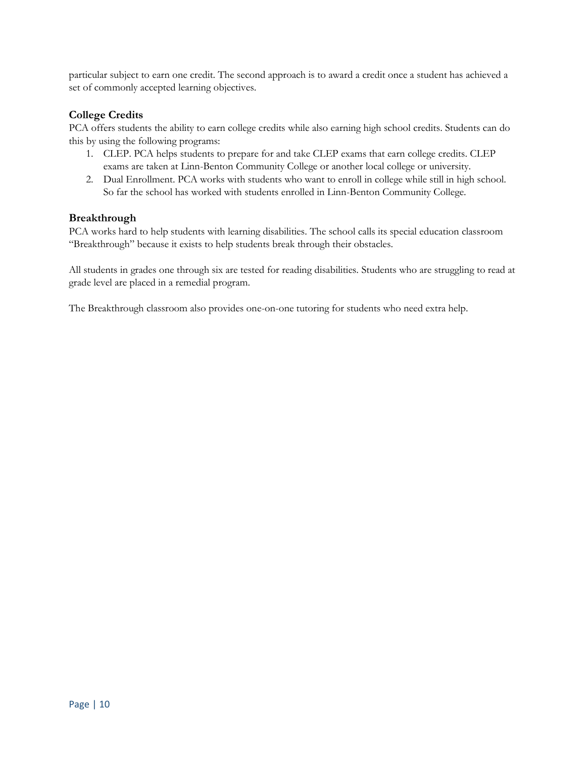particular subject to earn one credit. The second approach is to award a credit once a student has achieved a set of commonly accepted learning objectives.

### College Credits

PCA offers students the ability to earn college credits while also earning high school credits. Students can do this by using the following programs:

1. CLEP. PCA helps students to prepare for and take CLEP exams that earn college credits. CLEP exams are taken at Linn-Benton Community College or another local college or university.
2. Dual Enrollment. PCA works with students who want to enroll in college while still in high school. So far the school has worked with students enrolled in Linn-Benton Community College.

### Breakthrough

PCA works hard to help students with learning disabilities. The school calls its special education classroom "Breakthrough" because it exists to help students break through their obstacles.

All students in grades one through six are tested for reading disabilities. Students who are struggling to read at grade level are placed in a remedial program.

The Breakthrough classroom also provides one-on-one tutoring for students who need extra help.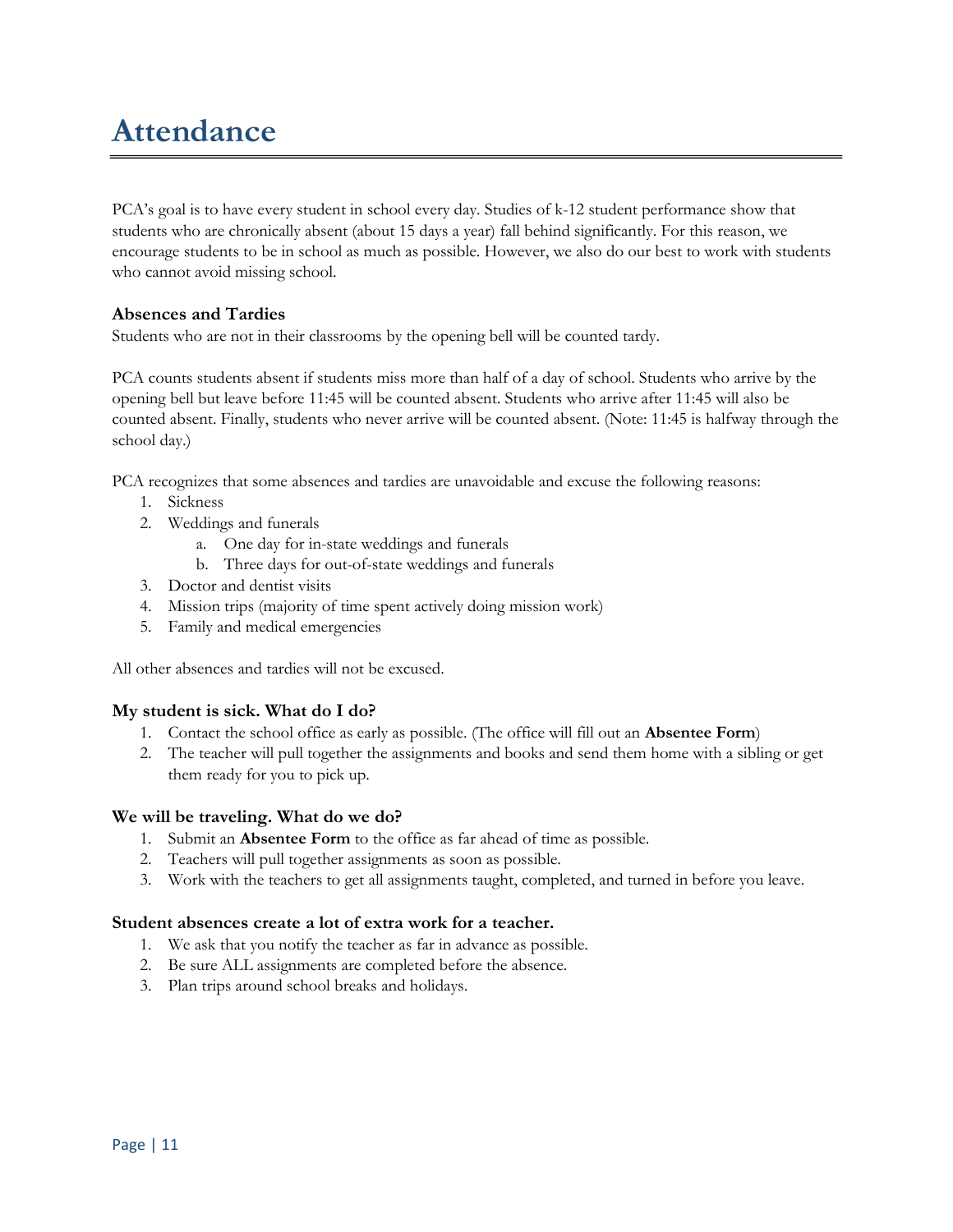# Attendance

PCA's goal is to have every student in school every day. Studies of k-12 student performance show that students who are chronically absent (about 15 days a year) fall behind significantly. For this reason, we encourage students to be in school as much as possible. However, we also do our best to work with students who cannot avoid missing school.

### Absences and Tardies

Students who are not in their classrooms by the opening bell will be counted tardy.

PCA counts students absent if students miss more than half of a day of school. Students who arrive by the opening bell but leave before 11:45 will be counted absent. Students who arrive after 11:45 will also be counted absent. Finally, students who never arrive will be counted absent. (Note: 11:45 is halfway through the school day.)

PCA recognizes that some absences and tardies are unavoidable and excuse the following reasons:

1. Sickness
2. Weddings and funerals
   a. One day for in-state weddings and funerals
   b. Three days for out-of-state weddings and funerals
3. Doctor and dentist visits
4. Mission trips (majority of time spent actively doing mission work)
5. Family and medical emergencies

All other absences and tardies will not be excused.

### My student is sick. What do I do?

1. Contact the school office as early as possible. (The office will fill out an **Absentee Form**)
2. The teacher will pull together the assignments and books and send them home with a sibling or get them ready for you to pick up.

### We will be traveling. What do we do?

1. Submit an **Absentee Form** to the office as far ahead of time as possible.
2. Teachers will pull together assignments as soon as possible.
3. Work with the teachers to get all assignments taught, completed, and turned in before you leave.

### Student absences create a lot of extra work for a teacher.

1. We ask that you notify the teacher as far in advance as possible.
2. Be sure ALL assignments are completed before the absence.
3. Plan trips around school breaks and holidays.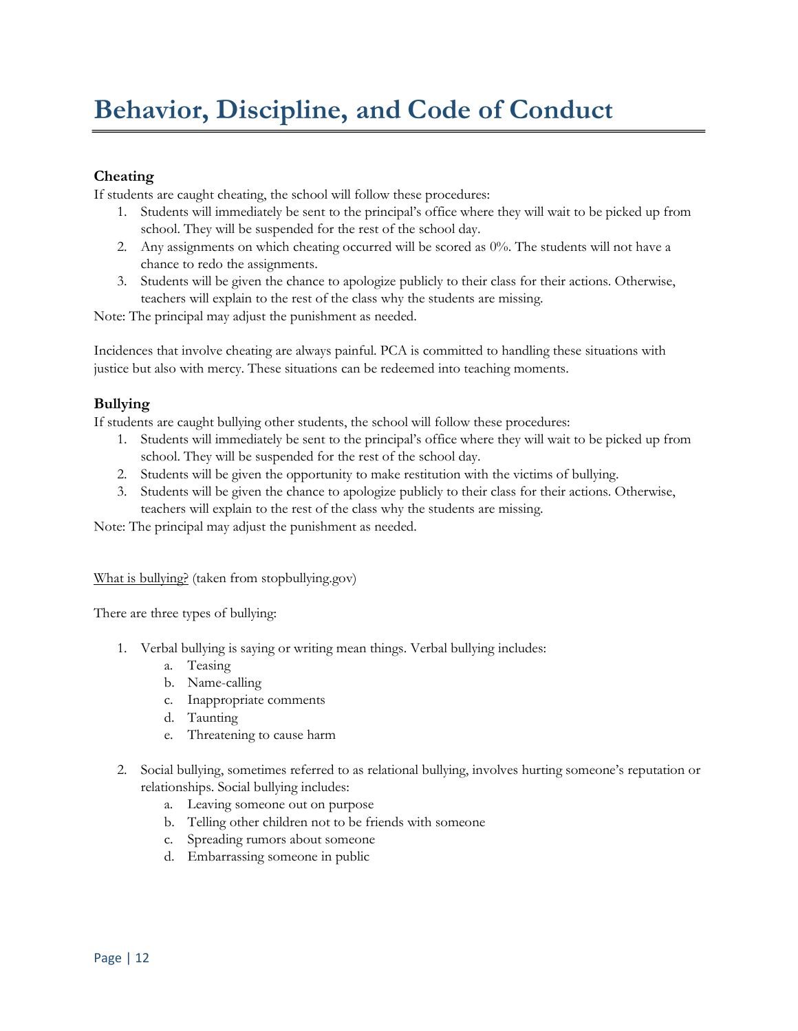# Behavior, Discipline, and Code of Conduct

### Cheating

If students are caught cheating, the school will follow these procedures:

1. Students will immediately be sent to the principal's office where they will wait to be picked up from school. They will be suspended for the rest of the school day.
2. Any assignments on which cheating occurred will be scored as 0%. The students will not have a chance to redo the assignments.
3. Students will be given the chance to apologize publicly to their class for their actions. Otherwise, teachers will explain to the rest of the class why the students are missing.

Note: The principal may adjust the punishment as needed.

Incidences that involve cheating are always painful. PCA is committed to handling these situations with justice but also with mercy. These situations can be redeemed into teaching moments.

### Bullying

If students are caught bullying other students, the school will follow these procedures:

1. Students will immediately be sent to the principal's office where they will wait to be picked up from school. They will be suspended for the rest of the school day.
2. Students will be given the opportunity to make restitution with the victims of bullying.
3. Students will be given the chance to apologize publicly to their class for their actions. Otherwise, teachers will explain to the rest of the class why the students are missing.

Note: The principal may adjust the punishment as needed.

<u>What is bullying?</u> (taken from stopbullying.gov)

There are three types of bullying:

1. Verbal bullying is saying or writing mean things. Verbal bullying includes:
    a. Teasing
    b. Name-calling
    c. Inappropriate comments
    d. Taunting
    e. Threatening to cause harm

2. Social bullying, sometimes referred to as relational bullying, involves hurting someone's reputation or relationships. Social bullying includes:
    a. Leaving someone out on purpose
    b. Telling other children not to be friends with someone
    c. Spreading rumors about someone
    d. Embarrassing someone in public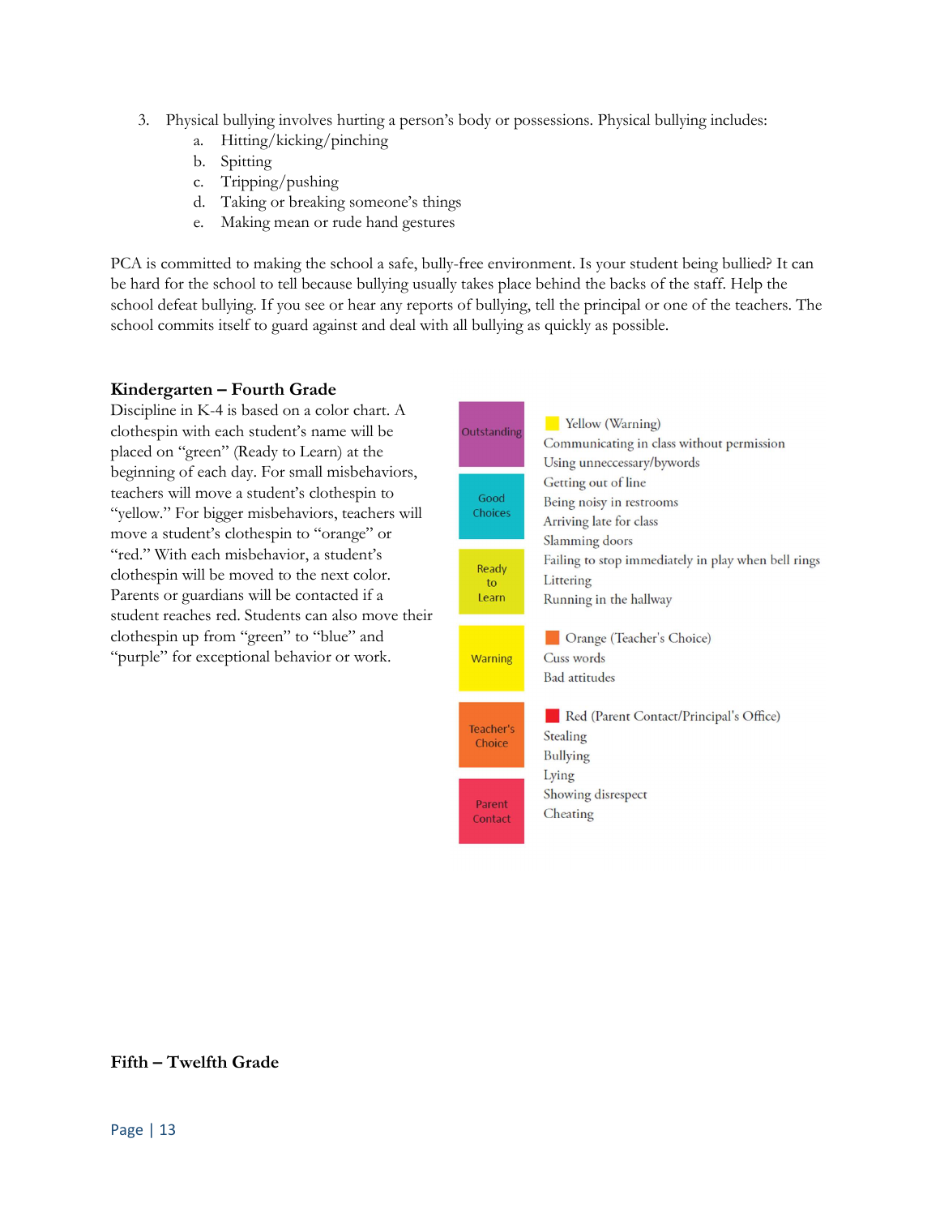3. Physical bullying involves hurting a person's body or possessions. Physical bullying includes:
    a. Hitting/kicking/pinching
    b. Spitting
    c. Tripping/pushing
    d. Taking or breaking someone's things
    e. Making mean or rude hand gestures

PCA is committed to making the school a safe, bully-free environment. Is your student being bullied? It can be hard for the school to tell because bullying usually takes place behind the backs of the staff. Help the school defeat bullying. If you see or hear any reports of bullying, tell the principal or one of the teachers. The school commits itself to guard against and deal with all bullying as quickly as possible.

### Kindergarten – Fourth Grade

Discipline in K-4 is based on a color chart. A clothespin with each student's name will be placed on "green" (Ready to Learn) at the beginning of each day. For small misbehaviors, teachers will move a student's clothespin to "yellow." For bigger misbehaviors, teachers will move a student's clothespin to "orange" or "red." With each misbehavior, a student's clothespin will be moved to the next color. Parents or guardians will be contacted if a student reaches red. Students can also move their clothespin up from "green" to "blue" and "purple" for exceptional behavior or work.

Outstanding

Good Choices

Ready to Learn

Warning

Teacher's Choice

Parent Contact

**Yellow (Warning)**
- Communicating in class without permission
- Using unneccessary/bywords
- Getting out of line
- Being noisy in restrooms
- Arriving late for class
- Slamming doors
- Failing to stop immediately in play when bell rings
- Littering
- Running in the hallway

**Orange (Teacher's Choice)**
- Cuss words
- Bad attitudes

**Red (Parent Contact/Principal's Office)**
- Stealing
- Bullying
- Lying
- Showing disrespect
- Cheating

### Fifth – Twelfth Grade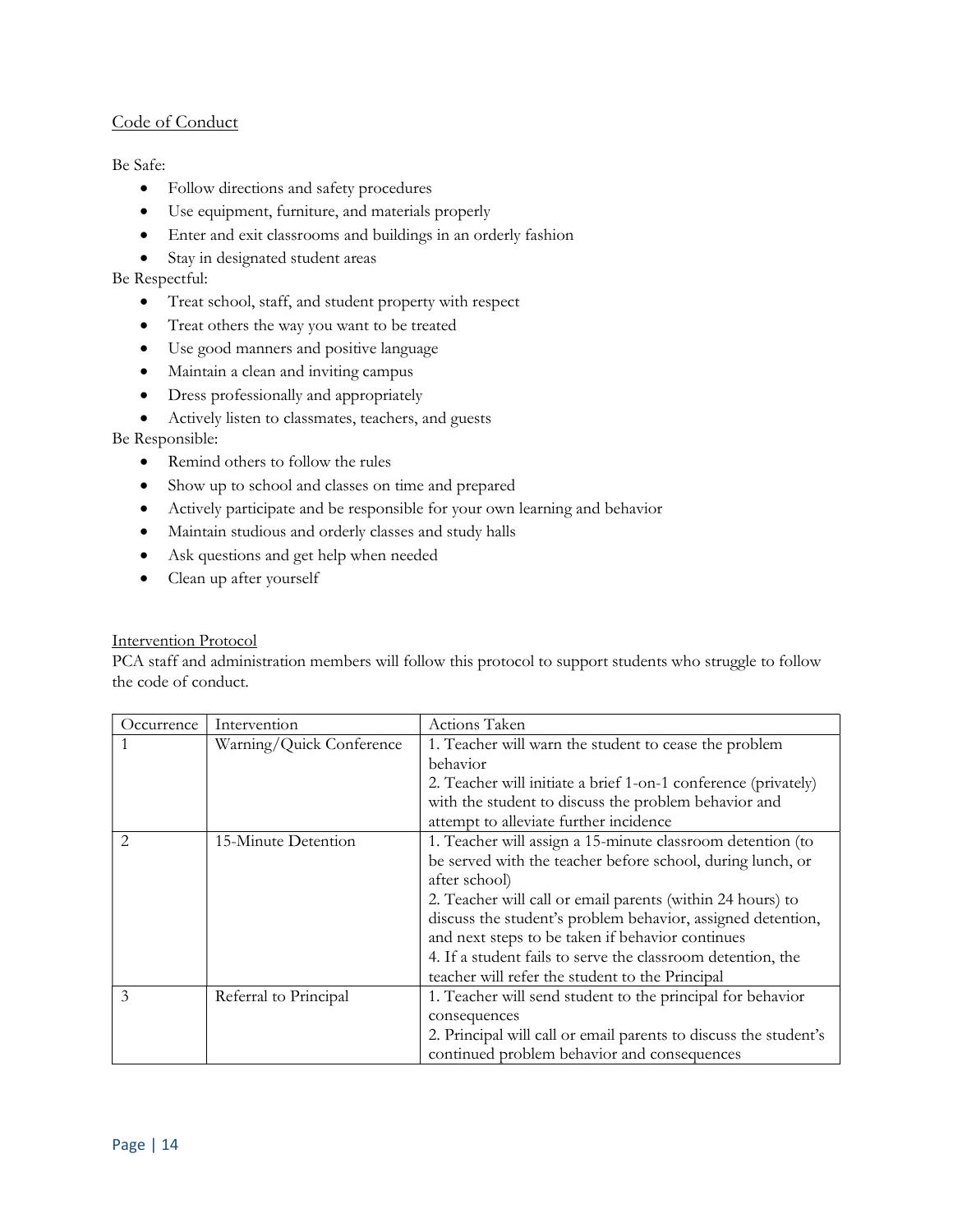## Code of Conduct

Be Safe:

- Follow directions and safety procedures
- Use equipment, furniture, and materials properly
- Enter and exit classrooms and buildings in an orderly fashion
- Stay in designated student areas

Be Respectful:

- Treat school, staff, and student property with respect
- Treat others the way you want to be treated
- Use good manners and positive language
- Maintain a clean and inviting campus
- Dress professionally and appropriately
- Actively listen to classmates, teachers, and guests

Be Responsible:

- Remind others to follow the rules
- Show up to school and classes on time and prepared
- Actively participate and be responsible for your own learning and behavior
- Maintain studious and orderly classes and study halls
- Ask questions and get help when needed
- Clean up after yourself

## Intervention Protocol

PCA staff and administration members will follow this protocol to support students who struggle to follow the code of conduct.

| Occurrence | Intervention | Actions Taken |
|---|---|---|
| 1 | Warning/Quick Conference | 1. Teacher will warn the student to cease the problem behavior<br>2. Teacher will initiate a brief 1-on-1 conference (privately) with the student to discuss the problem behavior and attempt to alleviate further incidence |
| 2 | 15-Minute Detention | 1. Teacher will assign a 15-minute classroom detention (to be served with the teacher before school, during lunch, or after school)<br>2. Teacher will call or email parents (within 24 hours) to discuss the student's problem behavior, assigned detention, and next steps to be taken if behavior continues<br>4. If a student fails to serve the classroom detention, the teacher will refer the student to the Principal |
| 3 | Referral to Principal | 1. Teacher will send student to the principal for behavior consequences<br>2. Principal will call or email parents to discuss the student's continued problem behavior and consequences |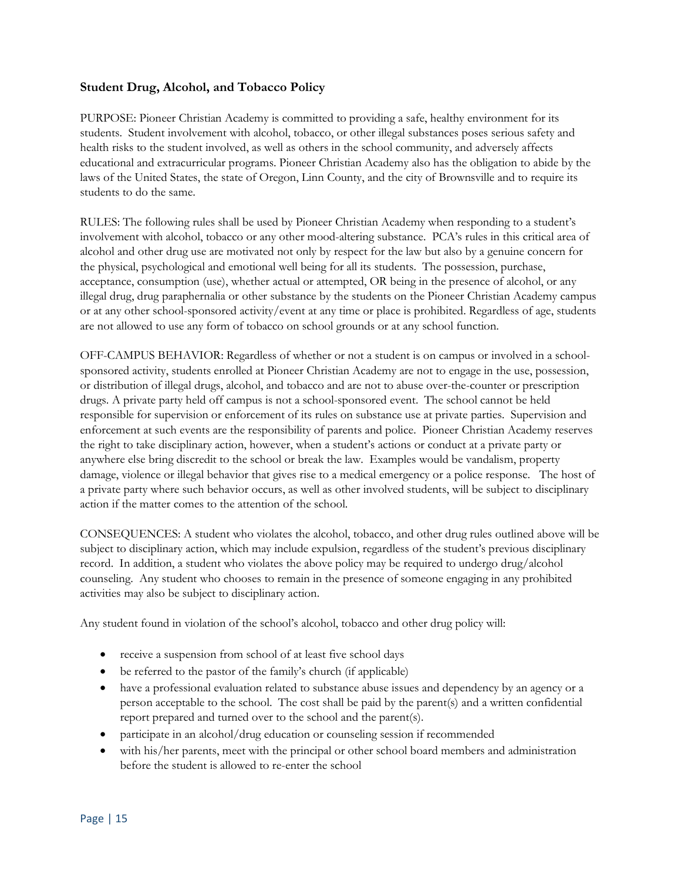### Student Drug, Alcohol, and Tobacco Policy

PURPOSE: Pioneer Christian Academy is committed to providing a safe, healthy environment for its students. Student involvement with alcohol, tobacco, or other illegal substances poses serious safety and health risks to the student involved, as well as others in the school community, and adversely affects educational and extracurricular programs. Pioneer Christian Academy also has the obligation to abide by the laws of the United States, the state of Oregon, Linn County, and the city of Brownsville and to require its students to do the same.

RULES: The following rules shall be used by Pioneer Christian Academy when responding to a student's involvement with alcohol, tobacco or any other mood-altering substance. PCA's rules in this critical area of alcohol and other drug use are motivated not only by respect for the law but also by a genuine concern for the physical, psychological and emotional well being for all its students. The possession, purchase, acceptance, consumption (use), whether actual or attempted, OR being in the presence of alcohol, or any illegal drug, drug paraphernalia or other substance by the students on the Pioneer Christian Academy campus or at any other school-sponsored activity/event at any time or place is prohibited. Regardless of age, students are not allowed to use any form of tobacco on school grounds or at any school function.

OFF-CAMPUS BEHAVIOR: Regardless of whether or not a student is on campus or involved in a school-sponsored activity, students enrolled at Pioneer Christian Academy are not to engage in the use, possession, or distribution of illegal drugs, alcohol, and tobacco and are not to abuse over-the-counter or prescription drugs. A private party held off campus is not a school-sponsored event. The school cannot be held responsible for supervision or enforcement of its rules on substance use at private parties. Supervision and enforcement at such events are the responsibility of parents and police. Pioneer Christian Academy reserves the right to take disciplinary action, however, when a student's actions or conduct at a private party or anywhere else bring discredit to the school or break the law. Examples would be vandalism, property damage, violence or illegal behavior that gives rise to a medical emergency or a police response. The host of a private party where such behavior occurs, as well as other involved students, will be subject to disciplinary action if the matter comes to the attention of the school.

CONSEQUENCES: A student who violates the alcohol, tobacco, and other drug rules outlined above will be subject to disciplinary action, which may include expulsion, regardless of the student's previous disciplinary record. In addition, a student who violates the above policy may be required to undergo drug/alcohol counseling. Any student who chooses to remain in the presence of someone engaging in any prohibited activities may also be subject to disciplinary action.

Any student found in violation of the school's alcohol, tobacco and other drug policy will:

- receive a suspension from school of at least five school days
- be referred to the pastor of the family's church (if applicable)
- have a professional evaluation related to substance abuse issues and dependency by an agency or a person acceptable to the school. The cost shall be paid by the parent(s) and a written confidential report prepared and turned over to the school and the parent(s).
- participate in an alcohol/drug education or counseling session if recommended
- with his/her parents, meet with the principal or other school board members and administration before the student is allowed to re-enter the school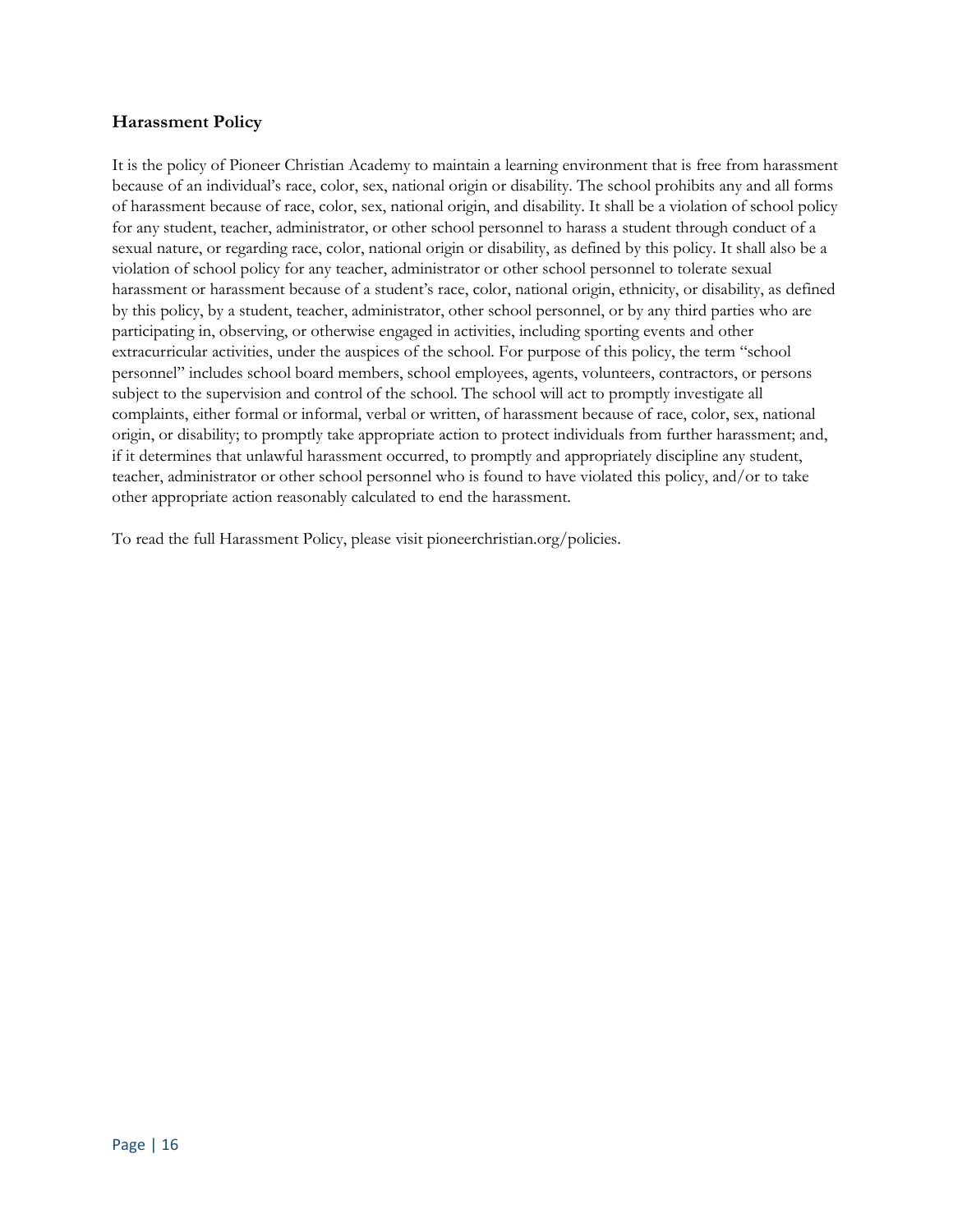### Harassment Policy

It is the policy of Pioneer Christian Academy to maintain a learning environment that is free from harassment because of an individual's race, color, sex, national origin or disability. The school prohibits any and all forms of harassment because of race, color, sex, national origin, and disability. It shall be a violation of school policy for any student, teacher, administrator, or other school personnel to harass a student through conduct of a sexual nature, or regarding race, color, national origin or disability, as defined by this policy. It shall also be a violation of school policy for any teacher, administrator or other school personnel to tolerate sexual harassment or harassment because of a student's race, color, national origin, ethnicity, or disability, as defined by this policy, by a student, teacher, administrator, other school personnel, or by any third parties who are participating in, observing, or otherwise engaged in activities, including sporting events and other extracurricular activities, under the auspices of the school. For purpose of this policy, the term "school personnel" includes school board members, school employees, agents, volunteers, contractors, or persons subject to the supervision and control of the school. The school will act to promptly investigate all complaints, either formal or informal, verbal or written, of harassment because of race, color, sex, national origin, or disability; to promptly take appropriate action to protect individuals from further harassment; and, if it determines that unlawful harassment occurred, to promptly and appropriately discipline any student, teacher, administrator or other school personnel who is found to have violated this policy, and/or to take other appropriate action reasonably calculated to end the harassment.

To read the full Harassment Policy, please visit pioneerchristian.org/policies.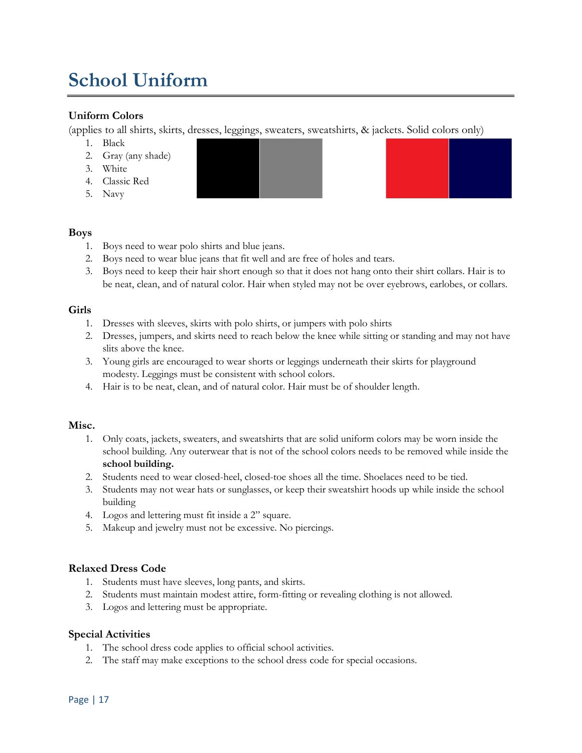# School Uniform

### Uniform Colors

(applies to all shirts, skirts, dresses, leggings, sweaters, sweatshirts, & jackets. Solid colors only)

1. Black
2. Gray (any shade)
3. White
4. Classic Red
5. Navy

### Boys

1. Boys need to wear polo shirts and blue jeans.
2. Boys need to wear blue jeans that fit well and are free of holes and tears.
3. Boys need to keep their hair short enough so that it does not hang onto their shirt collars. Hair is to be neat, clean, and of natural color. Hair when styled may not be over eyebrows, earlobes, or collars.

### Girls

1. Dresses with sleeves, skirts with polo shirts, or jumpers with polo shirts
2. Dresses, jumpers, and skirts need to reach below the knee while sitting or standing and may not have slits above the knee.
3. Young girls are encouraged to wear shorts or leggings underneath their skirts for playground modesty. Leggings must be consistent with school colors.
4. Hair is to be neat, clean, and of natural color. Hair must be of shoulder length.

### Misc.

1. Only coats, jackets, sweaters, and sweatshirts that are solid uniform colors may be worn inside the school building. Any outerwear that is not of the school colors needs to be removed while inside the **school building.**
2. Students need to wear closed-heel, closed-toe shoes all the time. Shoelaces need to be tied.
3. Students may not wear hats or sunglasses, or keep their sweatshirt hoods up while inside the school building
4. Logos and lettering must fit inside a 2" square.
5. Makeup and jewelry must not be excessive. No piercings.

### Relaxed Dress Code

1. Students must have sleeves, long pants, and skirts.
2. Students must maintain modest attire, form-fitting or revealing clothing is not allowed.
3. Logos and lettering must be appropriate.

### Special Activities

1. The school dress code applies to official school activities.
2. The staff may make exceptions to the school dress code for special occasions.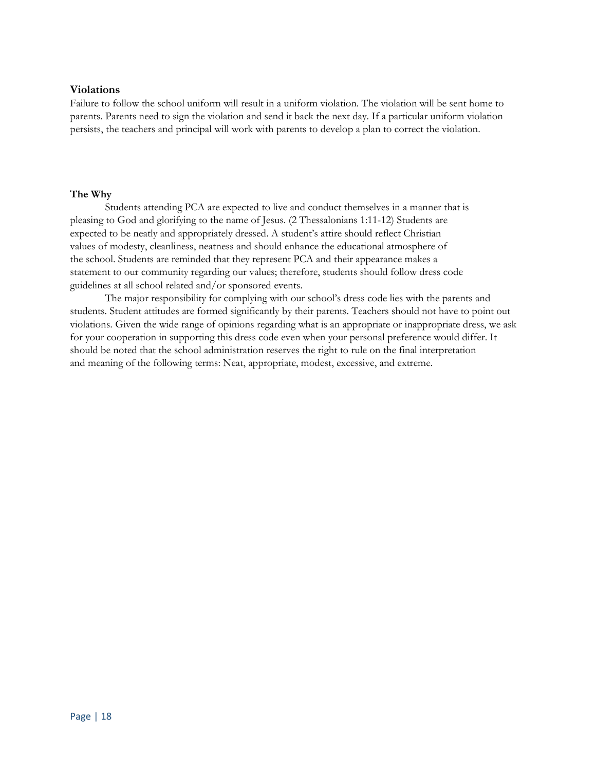### Violations

Failure to follow the school uniform will result in a uniform violation. The violation will be sent home to parents. Parents need to sign the violation and send it back the next day. If a particular uniform violation persists, the teachers and principal will work with parents to develop a plan to correct the violation.

### The Why

Students attending PCA are expected to live and conduct themselves in a manner that is pleasing to God and glorifying to the name of Jesus. (2 Thessalonians 1:11-12) Students are expected to be neatly and appropriately dressed. A student's attire should reflect Christian values of modesty, cleanliness, neatness and should enhance the educational atmosphere of the school. Students are reminded that they represent PCA and their appearance makes a statement to our community regarding our values; therefore, students should follow dress code guidelines at all school related and/or sponsored events.

The major responsibility for complying with our school's dress code lies with the parents and students. Student attitudes are formed significantly by their parents. Teachers should not have to point out violations. Given the wide range of opinions regarding what is an appropriate or inappropriate dress, we ask for your cooperation in supporting this dress code even when your personal preference would differ. It should be noted that the school administration reserves the right to rule on the final interpretation and meaning of the following terms: Neat, appropriate, modest, excessive, and extreme.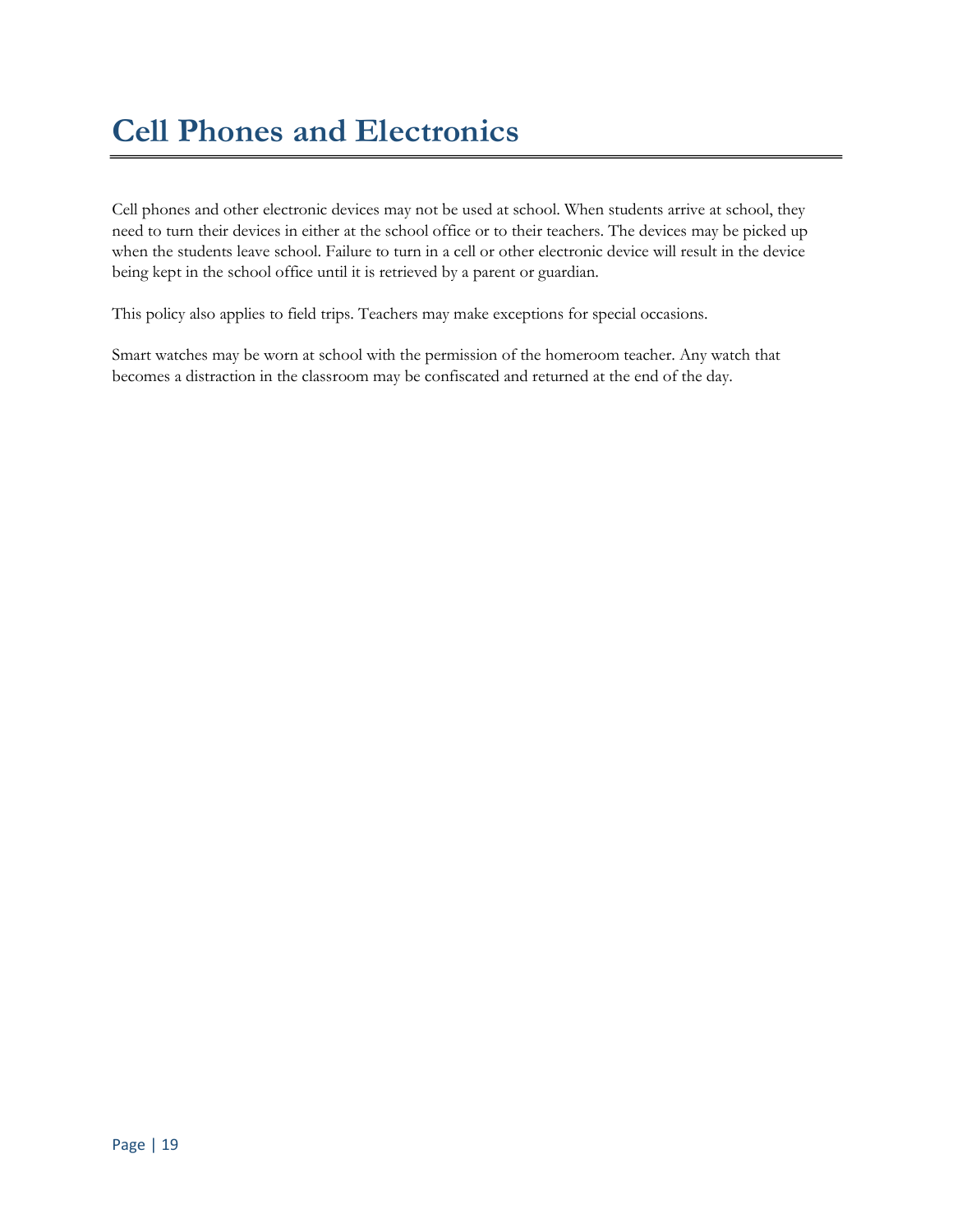# Cell Phones and Electronics

Cell phones and other electronic devices may not be used at school. When students arrive at school, they need to turn their devices in either at the school office or to their teachers. The devices may be picked up when the students leave school. Failure to turn in a cell or other electronic device will result in the device being kept in the school office until it is retrieved by a parent or guardian.

This policy also applies to field trips. Teachers may make exceptions for special occasions.

Smart watches may be worn at school with the permission of the homeroom teacher. Any watch that becomes a distraction in the classroom may be confiscated and returned at the end of the day.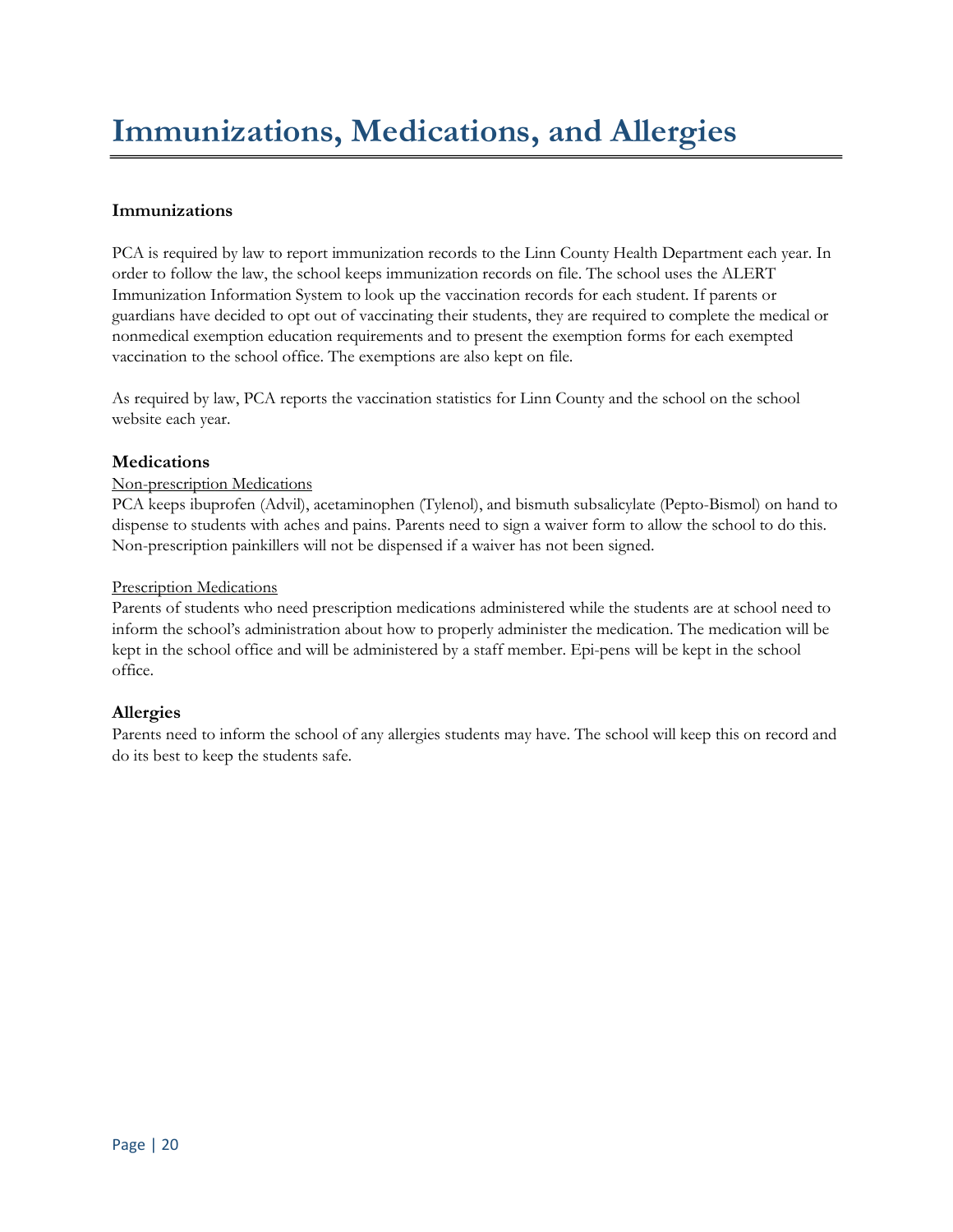# Immunizations, Medications, and Allergies

### Immunizations

PCA is required by law to report immunization records to the Linn County Health Department each year. In order to follow the law, the school keeps immunization records on file. The school uses the ALERT Immunization Information System to look up the vaccination records for each student. If parents or guardians have decided to opt out of vaccinating their students, they are required to complete the medical or nonmedical exemption education requirements and to present the exemption forms for each exempted vaccination to the school office. The exemptions are also kept on file.

As required by law, PCA reports the vaccination statistics for Linn County and the school on the school website each year.

## Medications

Non-prescription Medications

PCA keeps ibuprofen (Advil), acetaminophen (Tylenol), and bismuth subsalicylate (Pepto-Bismol) on hand to dispense to students with aches and pains. Parents need to sign a waiver form to allow the school to do this. Non-prescription painkillers will not be dispensed if a waiver has not been signed.

Prescription Medications

Parents of students who need prescription medications administered while the students are at school need to inform the school's administration about how to properly administer the medication. The medication will be kept in the school office and will be administered by a staff member. Epi-pens will be kept in the school office.

## Allergies

Parents need to inform the school of any allergies students may have. The school will keep this on record and do its best to keep the students safe.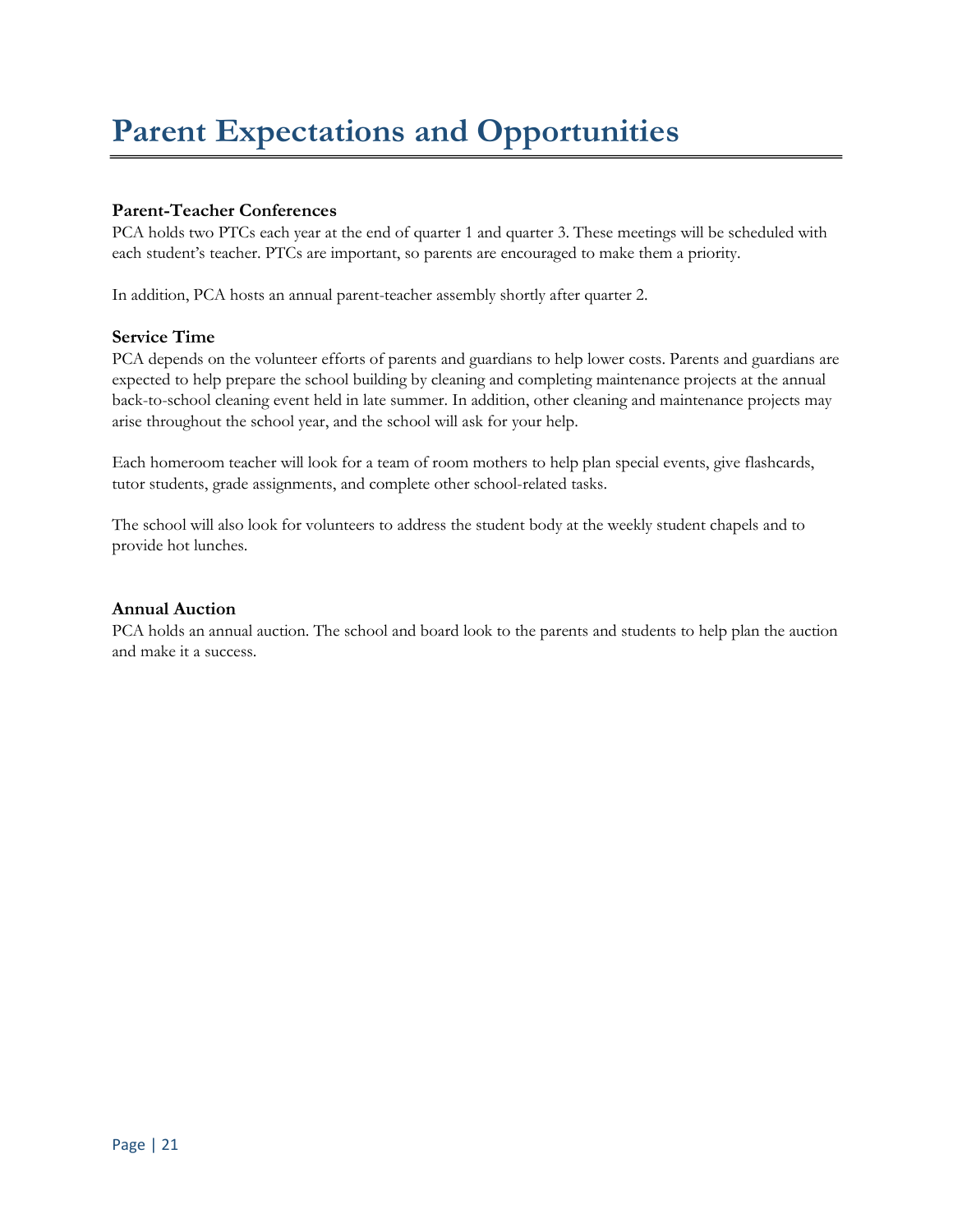# Parent Expectations and Opportunities

### Parent-Teacher Conferences

PCA holds two PTCs each year at the end of quarter 1 and quarter 3. These meetings will be scheduled with each student's teacher. PTCs are important, so parents are encouraged to make them a priority.

In addition, PCA hosts an annual parent-teacher assembly shortly after quarter 2.

### Service Time

PCA depends on the volunteer efforts of parents and guardians to help lower costs. Parents and guardians are expected to help prepare the school building by cleaning and completing maintenance projects at the annual back-to-school cleaning event held in late summer. In addition, other cleaning and maintenance projects may arise throughout the school year, and the school will ask for your help.

Each homeroom teacher will look for a team of room mothers to help plan special events, give flashcards, tutor students, grade assignments, and complete other school-related tasks.

The school will also look for volunteers to address the student body at the weekly student chapels and to provide hot lunches.

### Annual Auction

PCA holds an annual auction. The school and board look to the parents and students to help plan the auction and make it a success.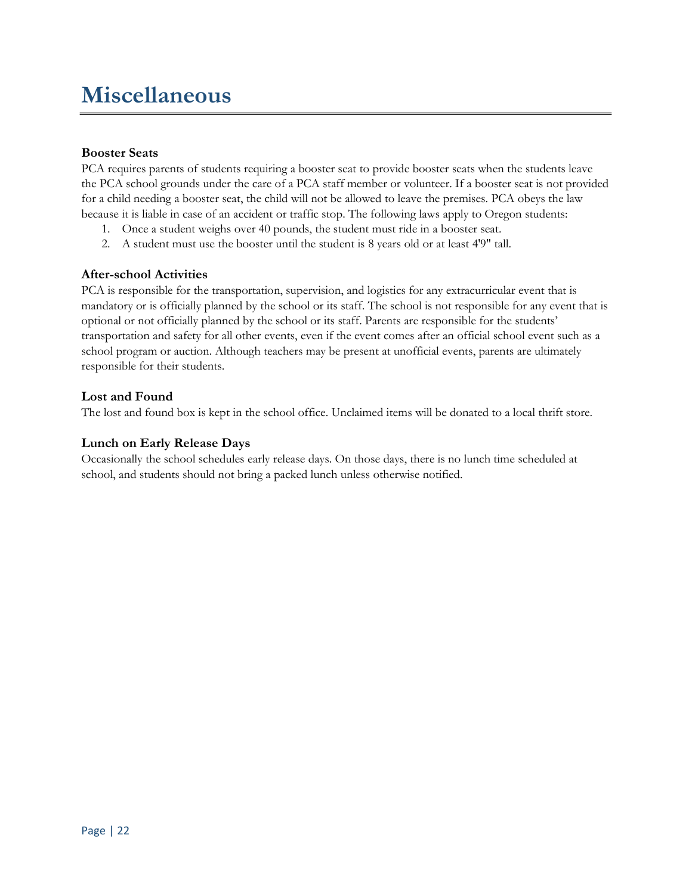# Miscellaneous

### Booster Seats

PCA requires parents of students requiring a booster seat to provide booster seats when the students leave the PCA school grounds under the care of a PCA staff member or volunteer. If a booster seat is not provided for a child needing a booster seat, the child will not be allowed to leave the premises. PCA obeys the law because it is liable in case of an accident or traffic stop. The following laws apply to Oregon students:

1. Once a student weighs over 40 pounds, the student must ride in a booster seat.
2. A student must use the booster until the student is 8 years old or at least 4'9" tall.

### After-school Activities

PCA is responsible for the transportation, supervision, and logistics for any extracurricular event that is mandatory or is officially planned by the school or its staff. The school is not responsible for any event that is optional or not officially planned by the school or its staff. Parents are responsible for the students' transportation and safety for all other events, even if the event comes after an official school event such as a school program or auction. Although teachers may be present at unofficial events, parents are ultimately responsible for their students.

### Lost and Found

The lost and found box is kept in the school office. Unclaimed items will be donated to a local thrift store.

### Lunch on Early Release Days

Occasionally the school schedules early release days. On those days, there is no lunch time scheduled at school, and students should not bring a packed lunch unless otherwise notified.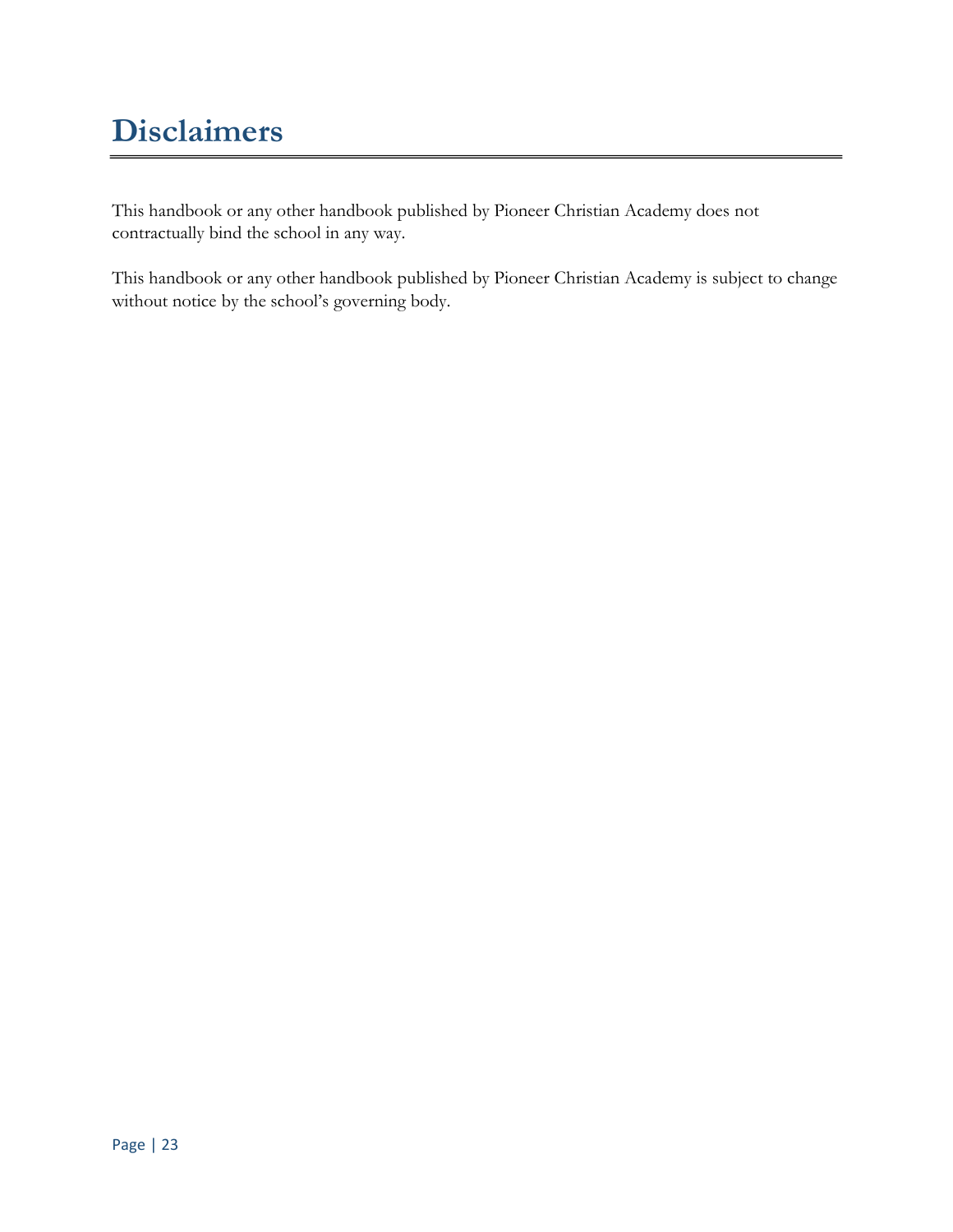# Disclaimers

This handbook or any other handbook published by Pioneer Christian Academy does not contractually bind the school in any way.

This handbook or any other handbook published by Pioneer Christian Academy is subject to change without notice by the school's governing body.